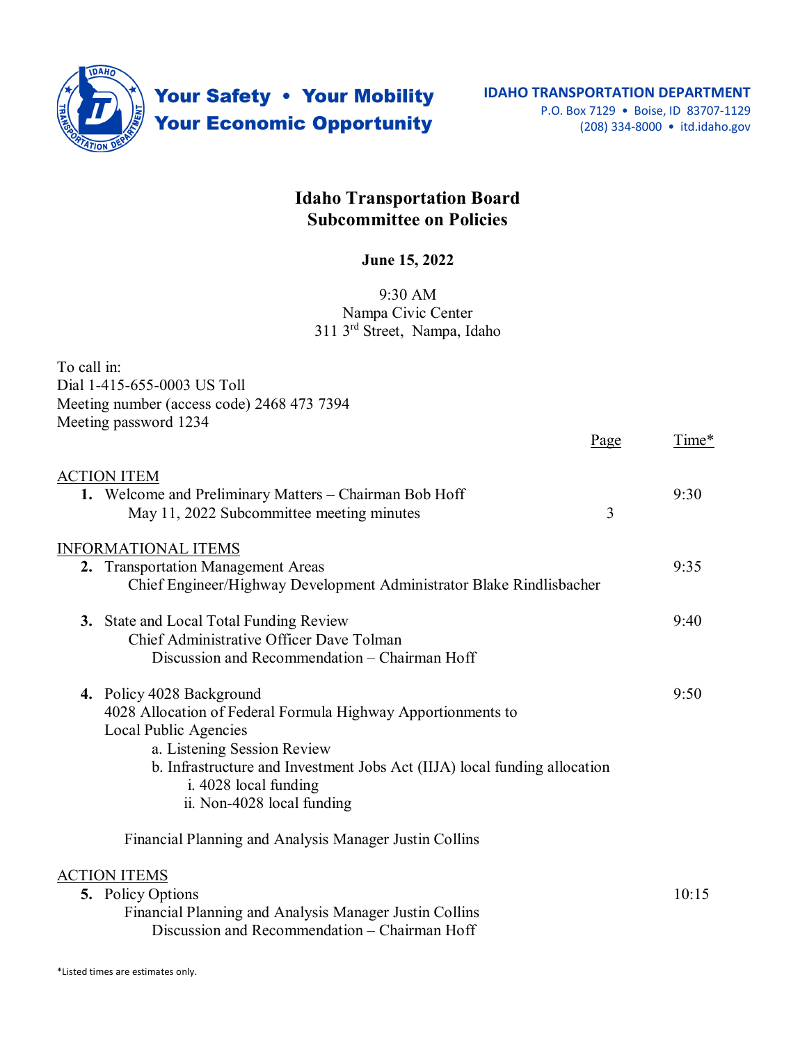Your Safety • Your Mobility
Your Economic Opportunity

IDAHO TRANSPORTATION DEPARTMENT
P.O. Box 7129 • Boise, ID 83707-1129
(208) 334-8000 • itd.idaho.gov

# Idaho Transportation Board
# Subcommittee on Policies

**June 15, 2022**

9:30 AM
Nampa Civic Center
311 3rd Street, Nampa, Idaho

To call in:
Dial 1-415-655-0003 US Toll
Meeting number (access code) 2468 473 7394
Meeting password 1234

| | Page | Time* |
|---|---|---|
| **ACTION ITEM** | | |
| **1.** Welcome and Preliminary Matters – Chairman Bob Hoff | | 9:30 |
| May 11, 2022 Subcommittee meeting minutes | 3 | |
| **INFORMATIONAL ITEMS** | | |
| **2.** Transportation Management Areas<br>Chief Engineer/Highway Development Administrator Blake Rindlisbacher | | 9:35 |
| **3.** State and Local Total Funding Review<br>Chief Administrative Officer Dave Tolman<br>Discussion and Recommendation – Chairman Hoff | | 9:40 |
| **4.** Policy 4028 Background<br>4028 Allocation of Federal Formula Highway Apportionments to Local Public Agencies<br>a. Listening Session Review<br>b. Infrastructure and Investment Jobs Act (IIJA) local funding allocation<br>i. 4028 local funding<br>ii. Non-4028 local funding<br><br>Financial Planning and Analysis Manager Justin Collins | | 9:50 |
| **ACTION ITEMS** | | |
| **5.** Policy Options<br>Financial Planning and Analysis Manager Justin Collins<br>Discussion and Recommendation – Chairman Hoff | | 10:15 |

*Listed times are estimates only.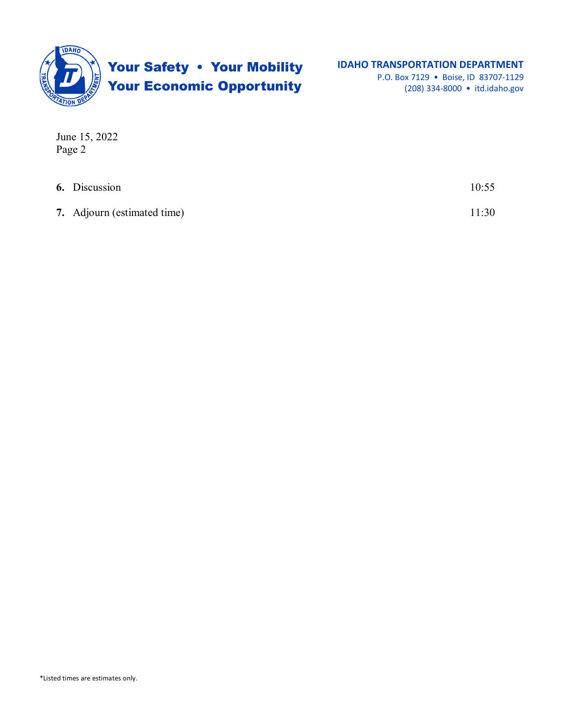June 15, 2022
Page 2

| | | |
|---|---|---|
| **6.** | Discussion | 10:55 |
| **7.** | Adjourn (estimated time) | 11:30 |

*Listed times are estimates only.